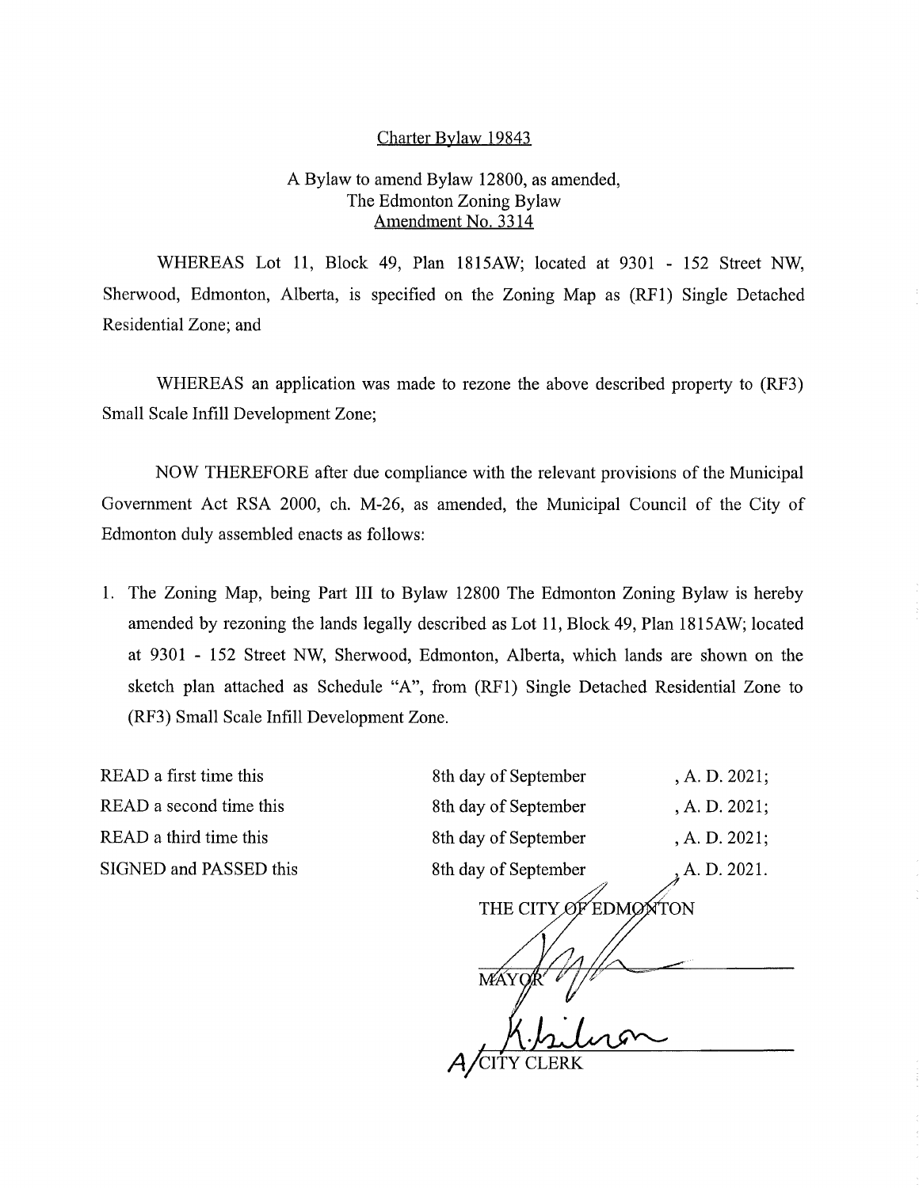Charter Bylaw 19843

A Bylaw to amend Bylaw 12800, as amended,
The Edmonton Zoning Bylaw
Amendment No. 3314

WHEREAS Lot 11, Block 49, Plan 1815AW; located at 9301 - 152 Street NW, Sherwood, Edmonton, Alberta, is specified on the Zoning Map as (RF1) Single Detached Residential Zone; and

WHEREAS an application was made to rezone the above described property to (RF3) Small Scale Infill Development Zone;

NOW THEREFORE after due compliance with the relevant provisions of the Municipal Government Act RSA 2000, ch. M-26, as amended, the Municipal Council of the City of Edmonton duly assembled enacts as follows:

1. The Zoning Map, being Part III to Bylaw 12800 The Edmonton Zoning Bylaw is hereby amended by rezoning the lands legally described as Lot 11, Block 49, Plan 1815AW; located at 9301 - 152 Street NW, Sherwood, Edmonton, Alberta, which lands are shown on the sketch plan attached as Schedule "A", from (RF1) Single Detached Residential Zone to (RF3) Small Scale Infill Development Zone.

| | | |
|---|---|---|
| READ a first time this | 8th day of September | , A. D. 2021; |
| READ a second time this | 8th day of September | , A. D. 2021; |
| READ a third time this | 8th day of September | , A. D. 2021; |
| SIGNED and PASSED this | 8th day of September | , A. D. 2021. |

THE CITY OF EDMONTON

MAYOR

A/CITY CLERK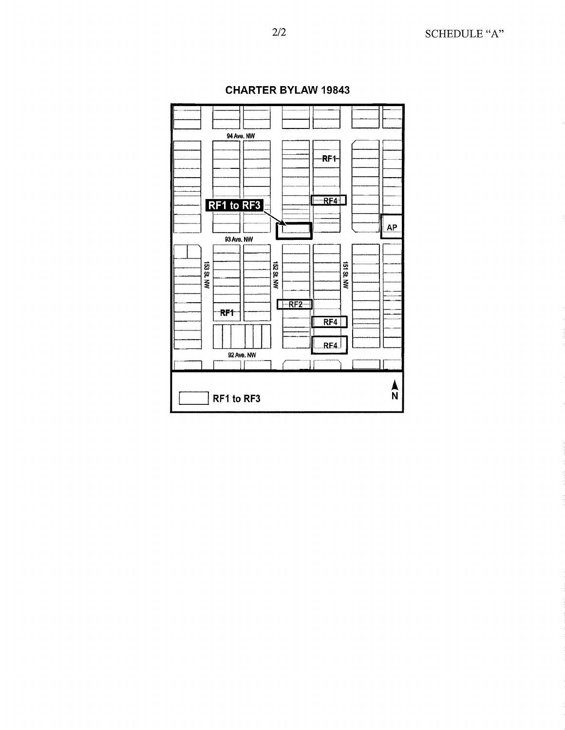SCHEDULE "A"

## CHARTER BYLAW 19843

94 Ave. NW

RF1

RF4

RF1 to RF3

AP

93 Ave. NW

153 St. NW

152 St. NW

151 St. NW

RF2

RF1

RF4

RF4

92 Ave. NW

RF1 to RF3

N